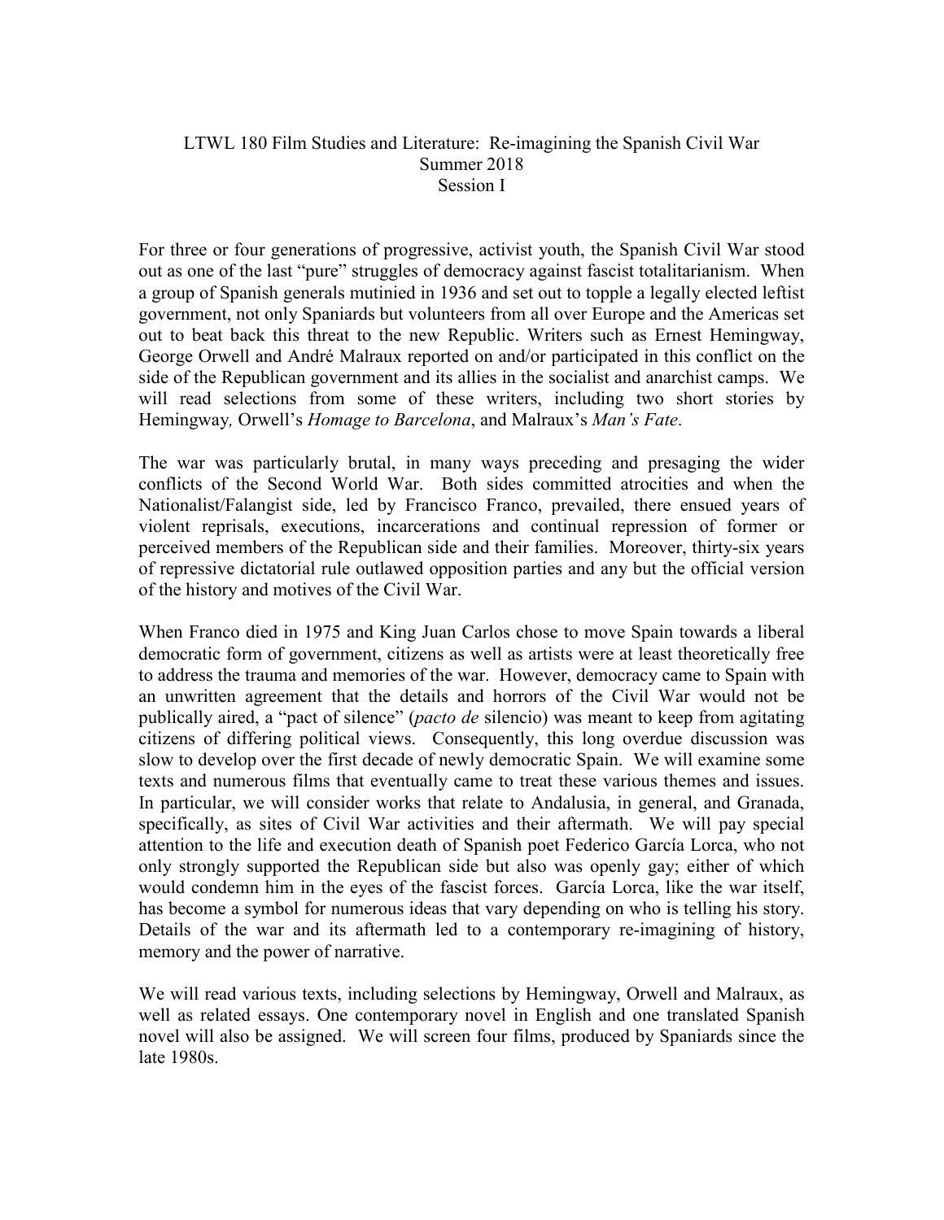# LTWL 180 Film Studies and Literature: Re-imagining the Spanish Civil War
## Summer 2018
## Session I

For three or four generations of progressive, activist youth, the Spanish Civil War stood out as one of the last "pure" struggles of democracy against fascist totalitarianism. When a group of Spanish generals mutinied in 1936 and set out to topple a legally elected leftist government, not only Spaniards but volunteers from all over Europe and the Americas set out to beat back this threat to the new Republic. Writers such as Ernest Hemingway, George Orwell and André Malraux reported on and/or participated in this conflict on the side of the Republican government and its allies in the socialist and anarchist camps. We will read selections from some of these writers, including two short stories by Hemingway*,* Orwell's *Homage to Barcelona*, and Malraux's *Man's Fate*.

The war was particularly brutal, in many ways preceding and presaging the wider conflicts of the Second World War. Both sides committed atrocities and when the Nationalist/Falangist side, led by Francisco Franco, prevailed, there ensued years of violent reprisals, executions, incarcerations and continual repression of former or perceived members of the Republican side and their families. Moreover, thirty-six years of repressive dictatorial rule outlawed opposition parties and any but the official version of the history and motives of the Civil War.

When Franco died in 1975 and King Juan Carlos chose to move Spain towards a liberal democratic form of government, citizens as well as artists were at least theoretically free to address the trauma and memories of the war. However, democracy came to Spain with an unwritten agreement that the details and horrors of the Civil War would not be publically aired, a "pact of silence" (*pacto de* silencio) was meant to keep from agitating citizens of differing political views. Consequently, this long overdue discussion was slow to develop over the first decade of newly democratic Spain. We will examine some texts and numerous films that eventually came to treat these various themes and issues. In particular, we will consider works that relate to Andalusia, in general, and Granada, specifically, as sites of Civil War activities and their aftermath. We will pay special attention to the life and execution death of Spanish poet Federico García Lorca, who not only strongly supported the Republican side but also was openly gay; either of which would condemn him in the eyes of the fascist forces. García Lorca, like the war itself, has become a symbol for numerous ideas that vary depending on who is telling his story. Details of the war and its aftermath led to a contemporary re-imagining of history, memory and the power of narrative.

We will read various texts, including selections by Hemingway, Orwell and Malraux, as well as related essays. One contemporary novel in English and one translated Spanish novel will also be assigned. We will screen four films, produced by Spaniards since the late 1980s.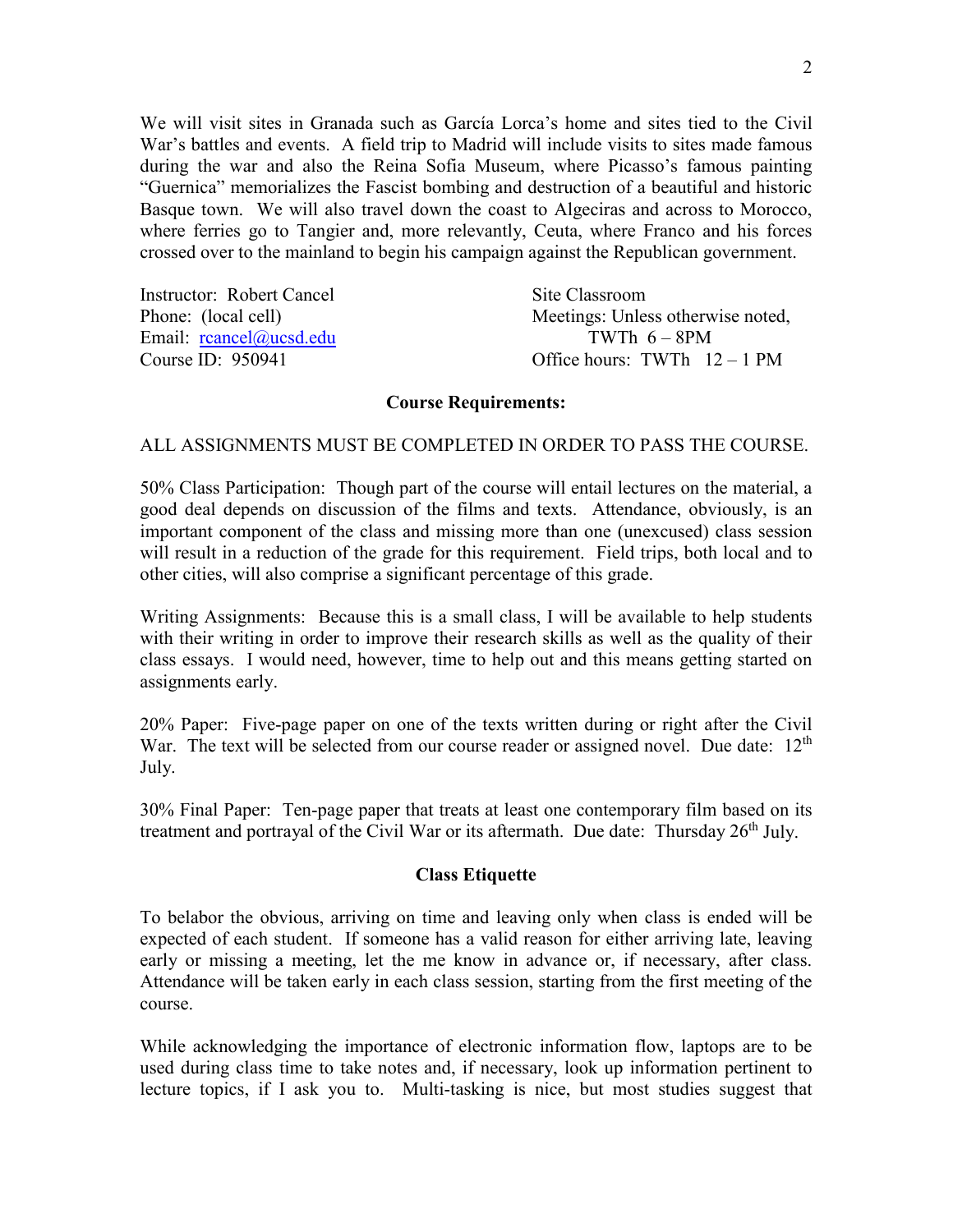We will visit sites in Granada such as García Lorca's home and sites tied to the Civil War's battles and events. A field trip to Madrid will include visits to sites made famous during the war and also the Reina Sofia Museum, where Picasso's famous painting "Guernica" memorializes the Fascist bombing and destruction of a beautiful and historic Basque town. We will also travel down the coast to Algeciras and across to Morocco, where ferries go to Tangier and, more relevantly, Ceuta, where Franco and his forces crossed over to the mainland to begin his campaign against the Republican government.

Instructor: Robert Cancel
Phone: (local cell)
Email: rcancel@ucsd.edu
Course ID: 950941

Site Classroom
Meetings: Unless otherwise noted, TWTh 6 – 8PM
Office hours: TWTh 12 – 1 PM

**Course Requirements:**

ALL ASSIGNMENTS MUST BE COMPLETED IN ORDER TO PASS THE COURSE.

50% Class Participation: Though part of the course will entail lectures on the material, a good deal depends on discussion of the films and texts. Attendance, obviously, is an important component of the class and missing more than one (unexcused) class session will result in a reduction of the grade for this requirement. Field trips, both local and to other cities, will also comprise a significant percentage of this grade.

Writing Assignments: Because this is a small class, I will be available to help students with their writing in order to improve their research skills as well as the quality of their class essays. I would need, however, time to help out and this means getting started on assignments early.

20% Paper: Five-page paper on one of the texts written during or right after the Civil War. The text will be selected from our course reader or assigned novel. Due date: 12th July.

30% Final Paper: Ten-page paper that treats at least one contemporary film based on its treatment and portrayal of the Civil War or its aftermath. Due date: Thursday 26th July.

**Class Etiquette**

To belabor the obvious, arriving on time and leaving only when class is ended will be expected of each student. If someone has a valid reason for either arriving late, leaving early or missing a meeting, let the me know in advance or, if necessary, after class. Attendance will be taken early in each class session, starting from the first meeting of the course.

While acknowledging the importance of electronic information flow, laptops are to be used during class time to take notes and, if necessary, look up information pertinent to lecture topics, if I ask you to. Multi-tasking is nice, but most studies suggest that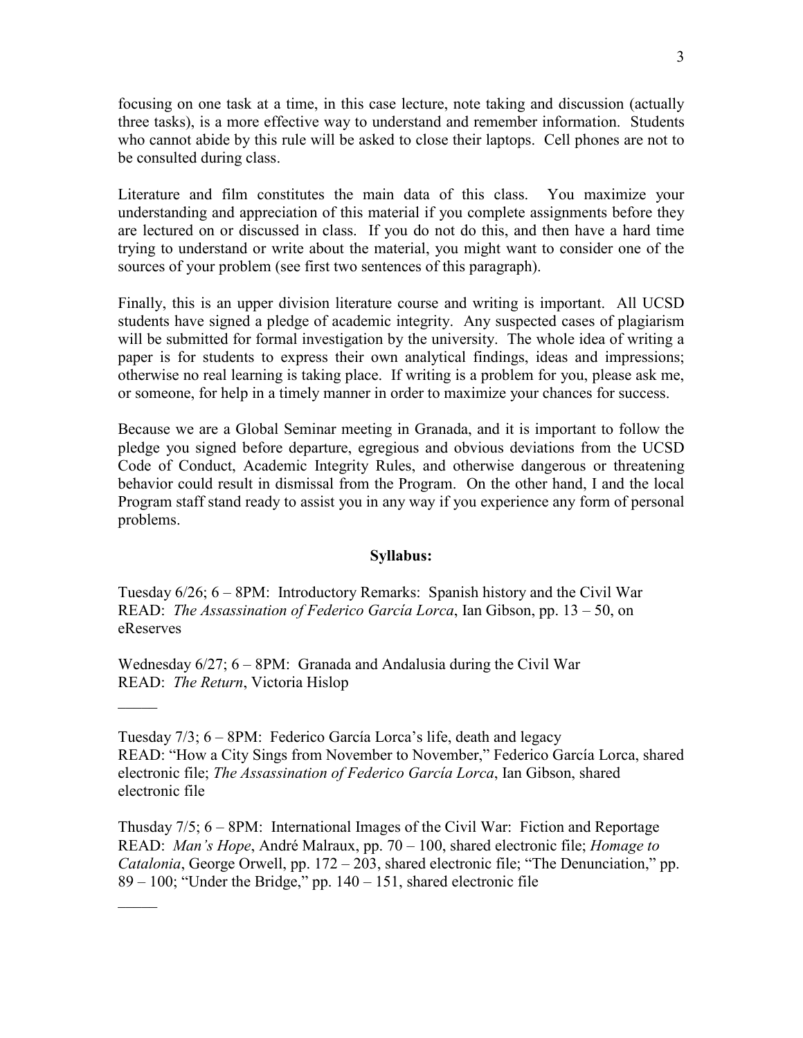focusing on one task at a time, in this case lecture, note taking and discussion (actually three tasks), is a more effective way to understand and remember information. Students who cannot abide by this rule will be asked to close their laptops. Cell phones are not to be consulted during class.

Literature and film constitutes the main data of this class. You maximize your understanding and appreciation of this material if you complete assignments before they are lectured on or discussed in class. If you do not do this, and then have a hard time trying to understand or write about the material, you might want to consider one of the sources of your problem (see first two sentences of this paragraph).

Finally, this is an upper division literature course and writing is important. All UCSD students have signed a pledge of academic integrity. Any suspected cases of plagiarism will be submitted for formal investigation by the university. The whole idea of writing a paper is for students to express their own analytical findings, ideas and impressions; otherwise no real learning is taking place. If writing is a problem for you, please ask me, or someone, for help in a timely manner in order to maximize your chances for success.

Because we are a Global Seminar meeting in Granada, and it is important to follow the pledge you signed before departure, egregious and obvious deviations from the UCSD Code of Conduct, Academic Integrity Rules, and otherwise dangerous or threatening behavior could result in dismissal from the Program. On the other hand, I and the local Program staff stand ready to assist you in any way if you experience any form of personal problems.

**Syllabus:**

Tuesday 6/26; 6 – 8PM: Introductory Remarks: Spanish history and the Civil War
READ: *The Assassination of Federico García Lorca*, Ian Gibson, pp. 13 – 50, on eReserves

Wednesday 6/27; 6 – 8PM: Granada and Andalusia during the Civil War
READ: *The Return*, Victoria Hislop

\_\_\_\_\_

Tuesday 7/3; 6 – 8PM: Federico García Lorca's life, death and legacy
READ: "How a City Sings from November to November," Federico García Lorca, shared electronic file; *The Assassination of Federico García Lorca*, Ian Gibson, shared electronic file

Thusday 7/5; 6 – 8PM: International Images of the Civil War: Fiction and Reportage
READ: *Man's Hope*, André Malraux, pp. 70 – 100, shared electronic file; *Homage to Catalonia*, George Orwell, pp. 172 – 203, shared electronic file; "The Denunciation," pp. 89 – 100; "Under the Bridge," pp. 140 – 151, shared electronic file

\_\_\_\_\_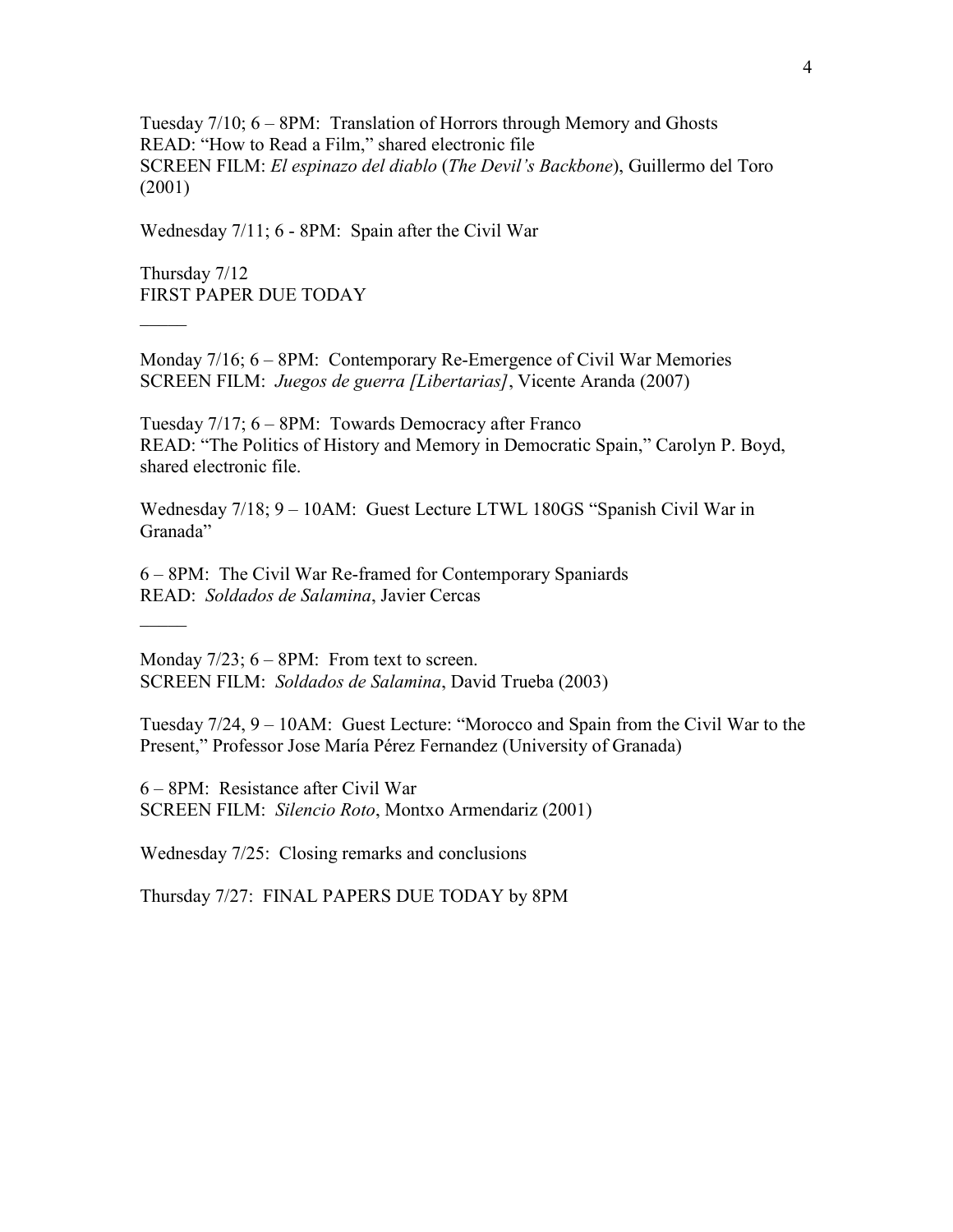Tuesday 7/10; 6 – 8PM: Translation of Horrors through Memory and Ghosts
READ: "How to Read a Film," shared electronic file
SCREEN FILM: *El espinazo del diablo* (*The Devil's Backbone*), Guillermo del Toro (2001)

Wednesday 7/11; 6 - 8PM: Spain after the Civil War

Thursday 7/12
FIRST PAPER DUE TODAY

_____

Monday 7/16; 6 – 8PM: Contemporary Re-Emergence of Civil War Memories
SCREEN FILM: *Juegos de guerra [Libertarias]*, Vicente Aranda (2007)

Tuesday 7/17; 6 – 8PM: Towards Democracy after Franco
READ: "The Politics of History and Memory in Democratic Spain," Carolyn P. Boyd, shared electronic file.

Wednesday 7/18; 9 – 10AM: Guest Lecture LTWL 180GS "Spanish Civil War in Granada"

6 – 8PM: The Civil War Re-framed for Contemporary Spaniards
READ: *Soldados de Salamina*, Javier Cercas

_____

Monday 7/23; 6 – 8PM: From text to screen.
SCREEN FILM: *Soldados de Salamina*, David Trueba (2003)

Tuesday 7/24, 9 – 10AM: Guest Lecture: "Morocco and Spain from the Civil War to the Present," Professor Jose María Pérez Fernandez (University of Granada)

6 – 8PM: Resistance after Civil War
SCREEN FILM: *Silencio Roto*, Montxo Armendariz (2001)

Wednesday 7/25: Closing remarks and conclusions

Thursday 7/27: FINAL PAPERS DUE TODAY by 8PM